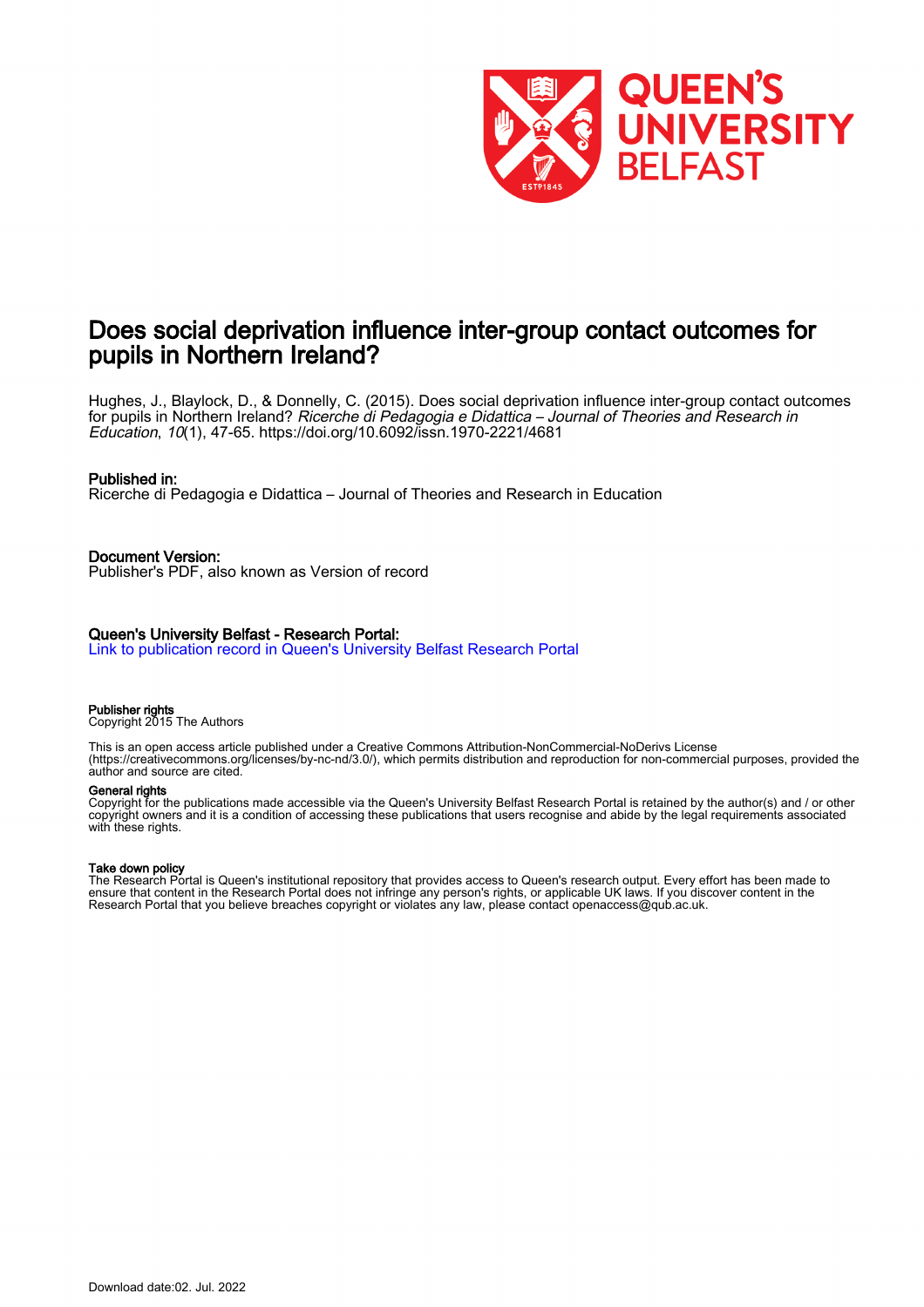# Does social deprivation influence inter-group contact outcomes for pupils in Northern Ireland?

Hughes, J., Blaylock, D., & Donnelly, C. (2015). Does social deprivation influence inter-group contact outcomes for pupils in Northern Ireland? *Ricerche di Pedagogia e Didattica – Journal of Theories and Research in Education*, *10*(1), 47-65. https://doi.org/10.6092/issn.1970-2221/4681

**Published in:**
Ricerche di Pedagogia e Didattica – Journal of Theories and Research in Education

**Document Version:**
Publisher's PDF, also known as Version of record

**Queen's University Belfast - Research Portal:**
Link to publication record in Queen's University Belfast Research Portal

**Publisher rights**
Copyright 2015 The Authors

This is an open access article published under a Creative Commons Attribution-NonCommercial-NoDerivs License (https://creativecommons.org/licenses/by-nc-nd/3.0/), which permits distribution and reproduction for non-commercial purposes, provided the author and source are cited.

**General rights**
Copyright for the publications made accessible via the Queen's University Belfast Research Portal is retained by the author(s) and / or other copyright owners and it is a condition of accessing these publications that users recognise and abide by the legal requirements associated with these rights.

**Take down policy**
The Research Portal is Queen's institutional repository that provides access to Queen's research output. Every effort has been made to ensure that content in the Research Portal does not infringe any person's rights, or applicable UK laws. If you discover content in the Research Portal that you believe breaches copyright or violates any law, please contact openaccess@qub.ac.uk.

Download date:02. Jul. 2022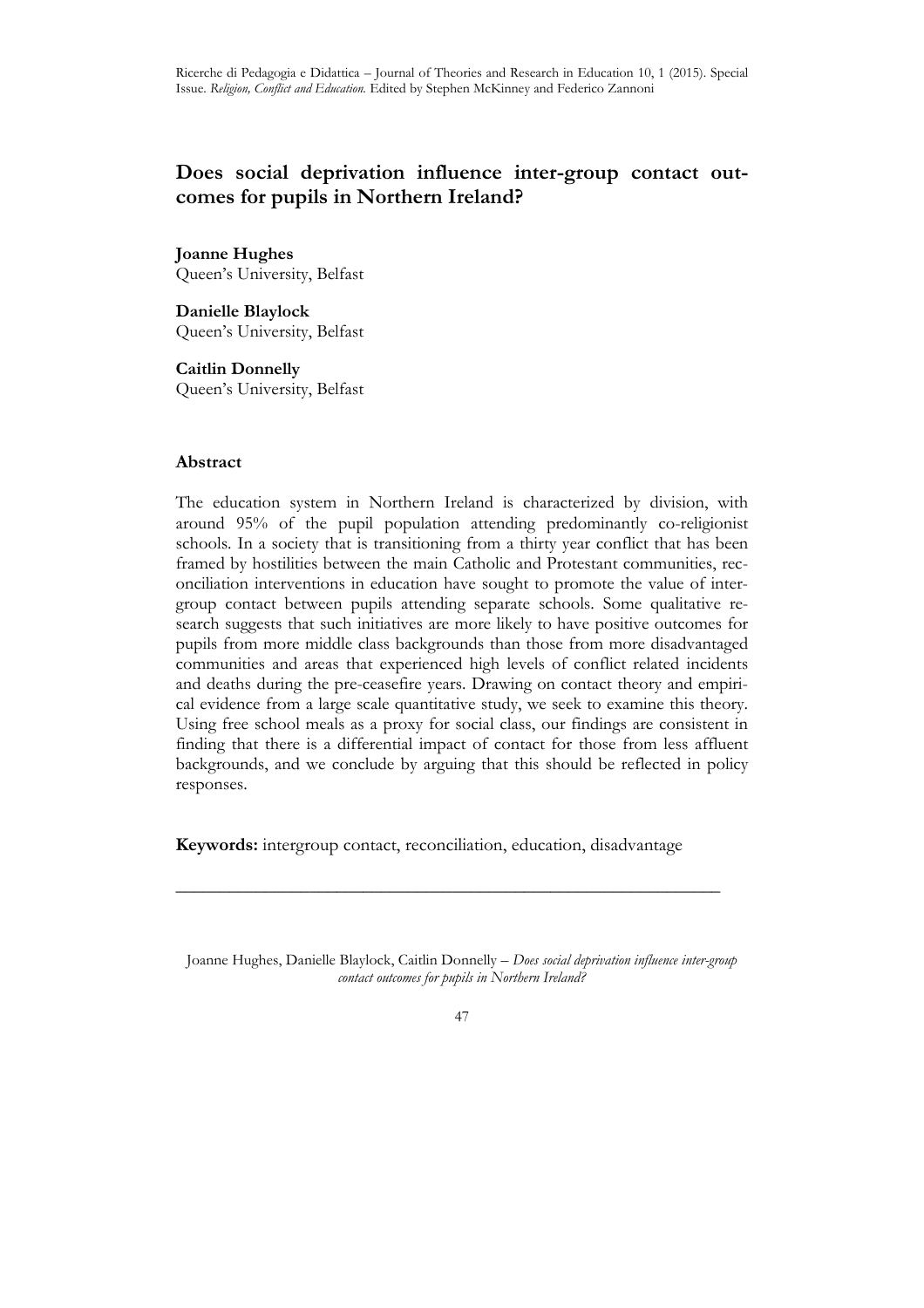# Does social deprivation influence inter-group contact outcomes for pupils in Northern Ireland?

**Joanne Hughes**
Queen's University, Belfast

**Danielle Blaylock**
Queen's University, Belfast

**Caitlin Donnelly**
Queen's University, Belfast

## Abstract

The education system in Northern Ireland is characterized by division, with around 95% of the pupil population attending predominantly co-religionist schools. In a society that is transitioning from a thirty year conflict that has been framed by hostilities between the main Catholic and Protestant communities, reconciliation interventions in education have sought to promote the value of intergroup contact between pupils attending separate schools. Some qualitative research suggests that such initiatives are more likely to have positive outcomes for pupils from more middle class backgrounds than those from more disadvantaged communities and areas that experienced high levels of conflict related incidents and deaths during the pre-ceasefire years. Drawing on contact theory and empirical evidence from a large scale quantitative study, we seek to examine this theory. Using free school meals as a proxy for social class, our findings are consistent in finding that there is a differential impact of contact for those from less affluent backgrounds, and we conclude by arguing that this should be reflected in policy responses.

**Keywords:** intergroup contact, reconciliation, education, disadvantage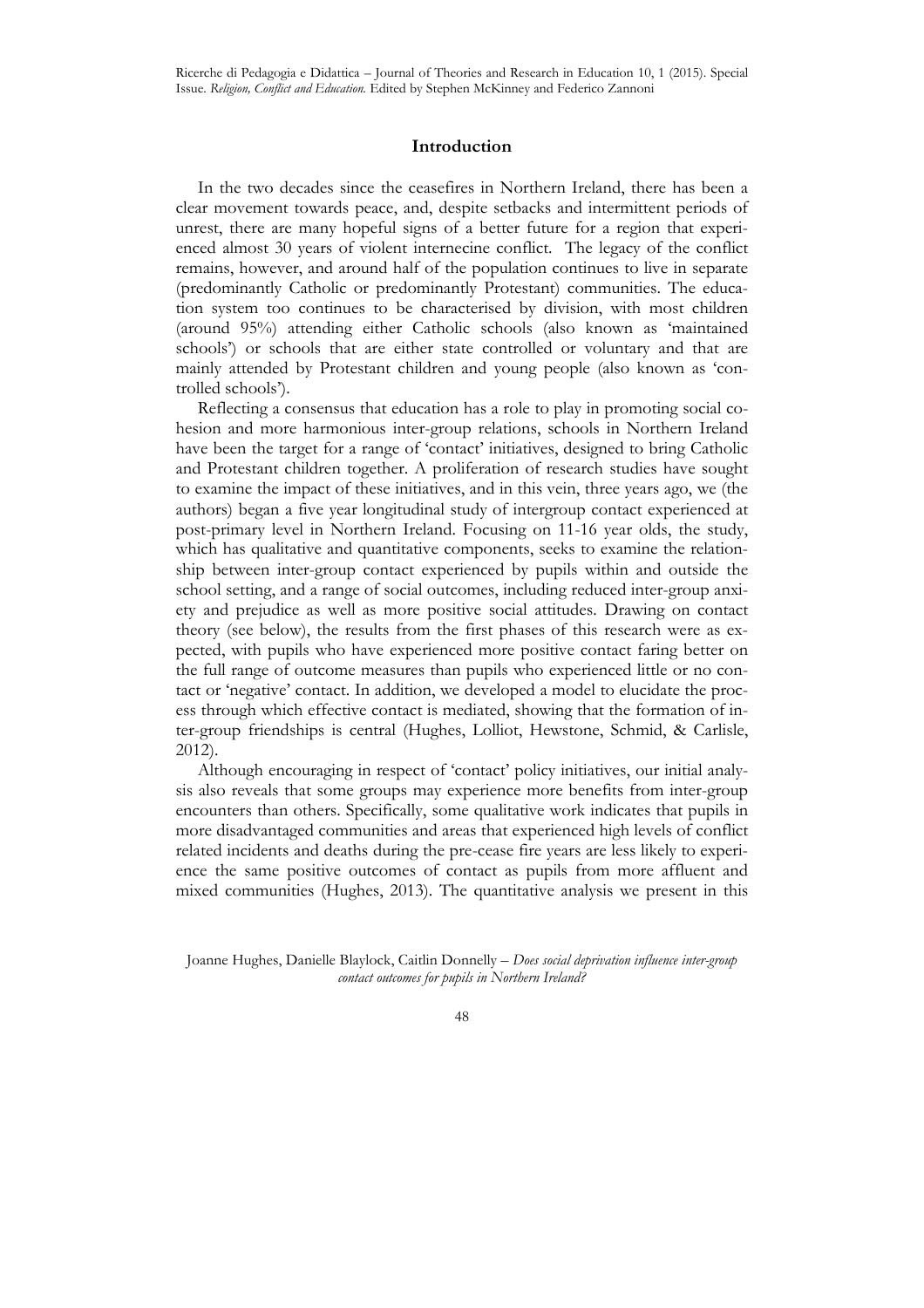## Introduction

In the two decades since the ceasefires in Northern Ireland, there has been a clear movement towards peace, and, despite setbacks and intermittent periods of unrest, there are many hopeful signs of a better future for a region that experienced almost 30 years of violent internecine conflict. The legacy of the conflict remains, however, and around half of the population continues to live in separate (predominantly Catholic or predominantly Protestant) communities. The education system too continues to be characterised by division, with most children (around 95%) attending either Catholic schools (also known as 'maintained schools') or schools that are either state controlled or voluntary and that are mainly attended by Protestant children and young people (also known as 'controlled schools').

Reflecting a consensus that education has a role to play in promoting social cohesion and more harmonious inter-group relations, schools in Northern Ireland have been the target for a range of 'contact' initiatives, designed to bring Catholic and Protestant children together. A proliferation of research studies have sought to examine the impact of these initiatives, and in this vein, three years ago, we (the authors) began a five year longitudinal study of intergroup contact experienced at post-primary level in Northern Ireland. Focusing on 11-16 year olds, the study, which has qualitative and quantitative components, seeks to examine the relationship between inter-group contact experienced by pupils within and outside the school setting, and a range of social outcomes, including reduced inter-group anxiety and prejudice as well as more positive social attitudes. Drawing on contact theory (see below), the results from the first phases of this research were as expected, with pupils who have experienced more positive contact faring better on the full range of outcome measures than pupils who experienced little or no contact or 'negative' contact. In addition, we developed a model to elucidate the process through which effective contact is mediated, showing that the formation of inter-group friendships is central (Hughes, Lolliot, Hewstone, Schmid, & Carlisle, 2012).

Although encouraging in respect of 'contact' policy initiatives, our initial analysis also reveals that some groups may experience more benefits from inter-group encounters than others. Specifically, some qualitative work indicates that pupils in more disadvantaged communities and areas that experienced high levels of conflict related incidents and deaths during the pre-cease fire years are less likely to experience the same positive outcomes of contact as pupils from more affluent and mixed communities (Hughes, 2013). The quantitative analysis we present in this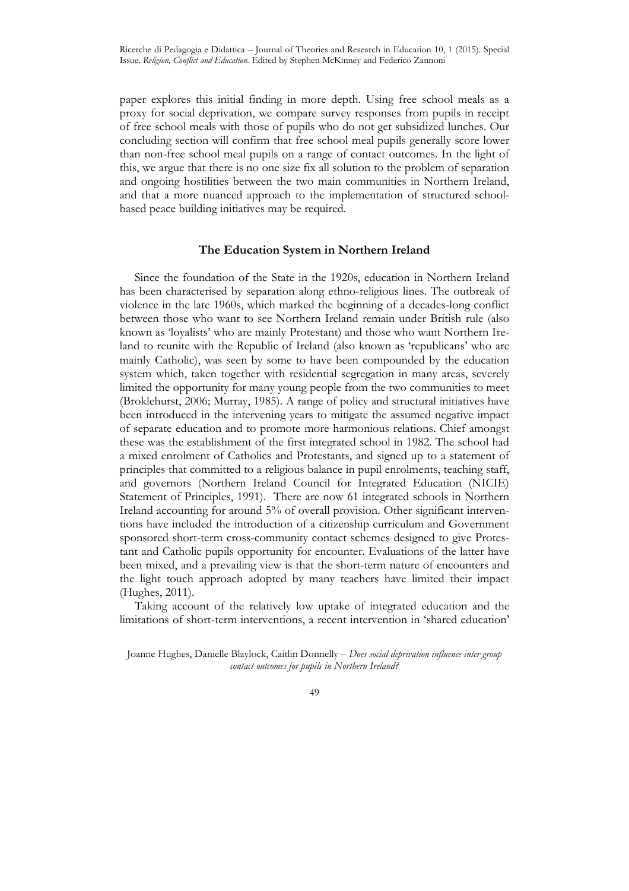paper explores this initial finding in more depth. Using free school meals as a proxy for social deprivation, we compare survey responses from pupils in receipt of free school meals with those of pupils who do not get subsidized lunches. Our concluding section will confirm that free school meal pupils generally score lower than non-free school meal pupils on a range of contact outcomes. In the light of this, we argue that there is no one size fix all solution to the problem of separation and ongoing hostilities between the two main communities in Northern Ireland, and that a more nuanced approach to the implementation of structured school-based peace building initiatives may be required.

## The Education System in Northern Ireland

Since the foundation of the State in the 1920s, education in Northern Ireland has been characterised by separation along ethno-religious lines. The outbreak of violence in the late 1960s, which marked the beginning of a decades-long conflict between those who want to see Northern Ireland remain under British rule (also known as 'loyalists' who are mainly Protestant) and those who want Northern Ireland to reunite with the Republic of Ireland (also known as 'republicans' who are mainly Catholic), was seen by some to have been compounded by the education system which, taken together with residential segregation in many areas, severely limited the opportunity for many young people from the two communities to meet (Broklehurst, 2006; Murray, 1985). A range of policy and structural initiatives have been introduced in the intervening years to mitigate the assumed negative impact of separate education and to promote more harmonious relations. Chief amongst these was the establishment of the first integrated school in 1982. The school had a mixed enrolment of Catholics and Protestants, and signed up to a statement of principles that committed to a religious balance in pupil enrolments, teaching staff, and governors (Northern Ireland Council for Integrated Education (NICIE) Statement of Principles, 1991). There are now 61 integrated schools in Northern Ireland accounting for around 5% of overall provision. Other significant interventions have included the introduction of a citizenship curriculum and Government sponsored short-term cross-community contact schemes designed to give Protestant and Catholic pupils opportunity for encounter. Evaluations of the latter have been mixed, and a prevailing view is that the short-term nature of encounters and the light touch approach adopted by many teachers have limited their impact (Hughes, 2011).

Taking account of the relatively low uptake of integrated education and the limitations of short-term interventions, a recent intervention in 'shared education'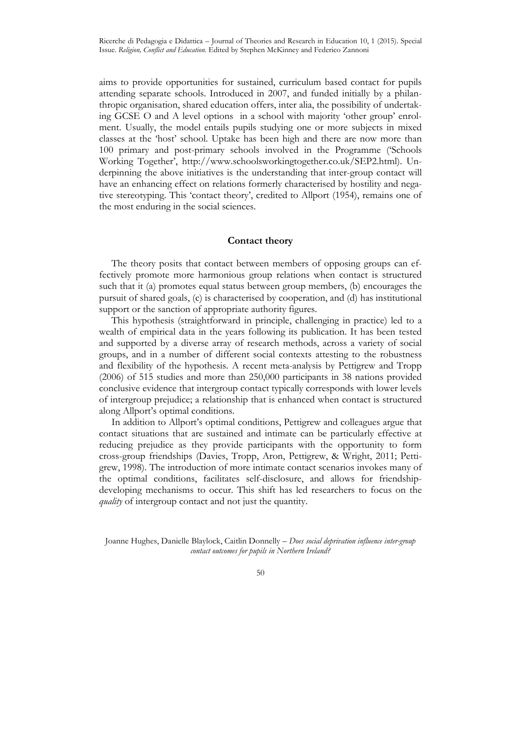aims to provide opportunities for sustained, curriculum based contact for pupils attending separate schools. Introduced in 2007, and funded initially by a philanthropic organisation, shared education offers, inter alia, the possibility of undertaking GCSE O and A level options in a school with majority 'other group' enrolment. Usually, the model entails pupils studying one or more subjects in mixed classes at the 'host' school. Uptake has been high and there are now more than 100 primary and post-primary schools involved in the Programme ('Schools Working Together', http://www.schoolsworkingtogether.co.uk/SEP2.html). Underpinning the above initiatives is the understanding that inter-group contact will have an enhancing effect on relations formerly characterised by hostility and negative stereotyping. This 'contact theory', credited to Allport (1954), remains one of the most enduring in the social sciences.

## Contact theory

The theory posits that contact between members of opposing groups can effectively promote more harmonious group relations when contact is structured such that it (a) promotes equal status between group members, (b) encourages the pursuit of shared goals, (c) is characterised by cooperation, and (d) has institutional support or the sanction of appropriate authority figures.

This hypothesis (straightforward in principle, challenging in practice) led to a wealth of empirical data in the years following its publication. It has been tested and supported by a diverse array of research methods, across a variety of social groups, and in a number of different social contexts attesting to the robustness and flexibility of the hypothesis. A recent meta-analysis by Pettigrew and Tropp (2006) of 515 studies and more than 250,000 participants in 38 nations provided conclusive evidence that intergroup contact typically corresponds with lower levels of intergroup prejudice; a relationship that is enhanced when contact is structured along Allport's optimal conditions.

In addition to Allport's optimal conditions, Pettigrew and colleagues argue that contact situations that are sustained and intimate can be particularly effective at reducing prejudice as they provide participants with the opportunity to form cross-group friendships (Davies, Tropp, Aron, Pettigrew, & Wright, 2011; Pettigrew, 1998). The introduction of more intimate contact scenarios invokes many of the optimal conditions, facilitates self-disclosure, and allows for friendship-developing mechanisms to occur. This shift has led researchers to focus on the *quality* of intergroup contact and not just the quantity.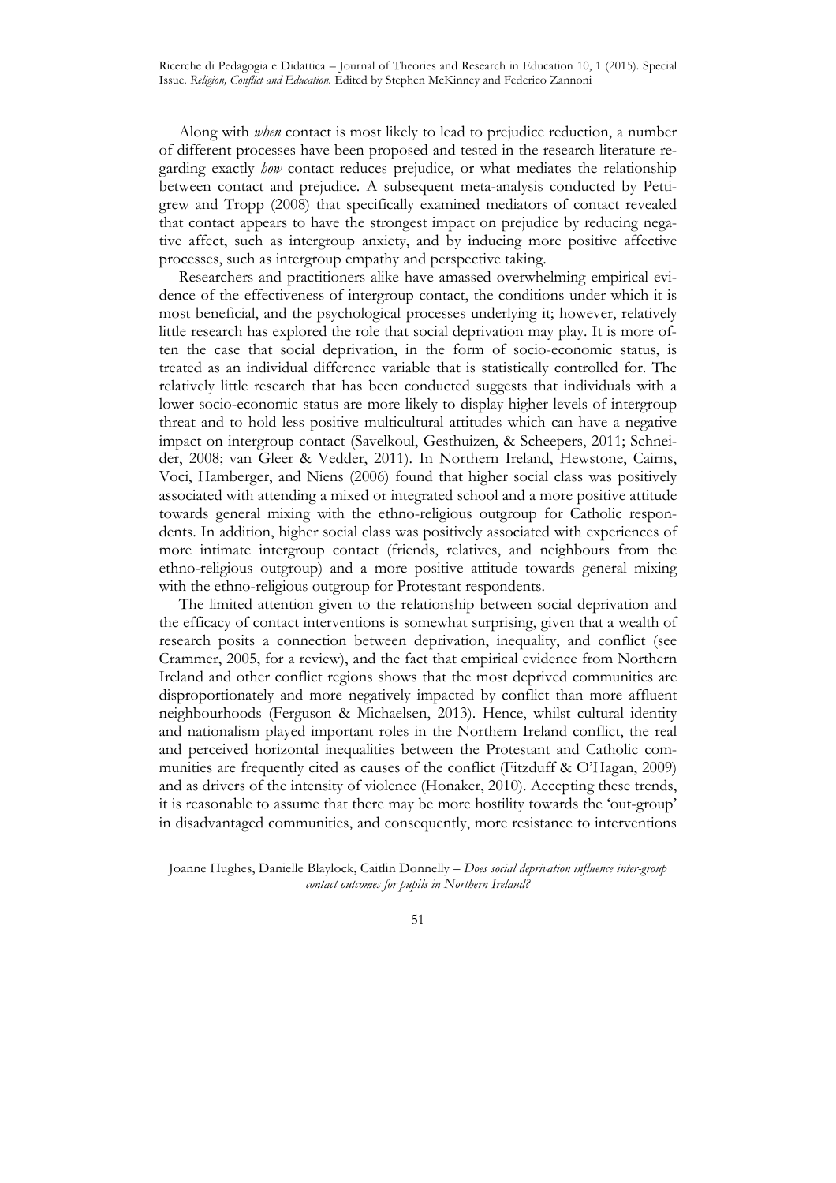Along with *when* contact is most likely to lead to prejudice reduction, a number of different processes have been proposed and tested in the research literature regarding exactly *how* contact reduces prejudice, or what mediates the relationship between contact and prejudice. A subsequent meta-analysis conducted by Pettigrew and Tropp (2008) that specifically examined mediators of contact revealed that contact appears to have the strongest impact on prejudice by reducing negative affect, such as intergroup anxiety, and by inducing more positive affective processes, such as intergroup empathy and perspective taking.

Researchers and practitioners alike have amassed overwhelming empirical evidence of the effectiveness of intergroup contact, the conditions under which it is most beneficial, and the psychological processes underlying it; however, relatively little research has explored the role that social deprivation may play. It is more often the case that social deprivation, in the form of socio-economic status, is treated as an individual difference variable that is statistically controlled for. The relatively little research that has been conducted suggests that individuals with a lower socio-economic status are more likely to display higher levels of intergroup threat and to hold less positive multicultural attitudes which can have a negative impact on intergroup contact (Savelkoul, Gesthuizen, & Scheepers, 2011; Schneider, 2008; van Gleer & Vedder, 2011). In Northern Ireland, Hewstone, Cairns, Voci, Hamberger, and Niens (2006) found that higher social class was positively associated with attending a mixed or integrated school and a more positive attitude towards general mixing with the ethno-religious outgroup for Catholic respondents. In addition, higher social class was positively associated with experiences of more intimate intergroup contact (friends, relatives, and neighbours from the ethno-religious outgroup) and a more positive attitude towards general mixing with the ethno-religious outgroup for Protestant respondents.

The limited attention given to the relationship between social deprivation and the efficacy of contact interventions is somewhat surprising, given that a wealth of research posits a connection between deprivation, inequality, and conflict (see Crammer, 2005, for a review), and the fact that empirical evidence from Northern Ireland and other conflict regions shows that the most deprived communities are disproportionately and more negatively impacted by conflict than more affluent neighbourhoods (Ferguson & Michaelsen, 2013). Hence, whilst cultural identity and nationalism played important roles in the Northern Ireland conflict, the real and perceived horizontal inequalities between the Protestant and Catholic communities are frequently cited as causes of the conflict (Fitzduff & O'Hagan, 2009) and as drivers of the intensity of violence (Honaker, 2010). Accepting these trends, it is reasonable to assume that there may be more hostility towards the 'out-group' in disadvantaged communities, and consequently, more resistance to interventions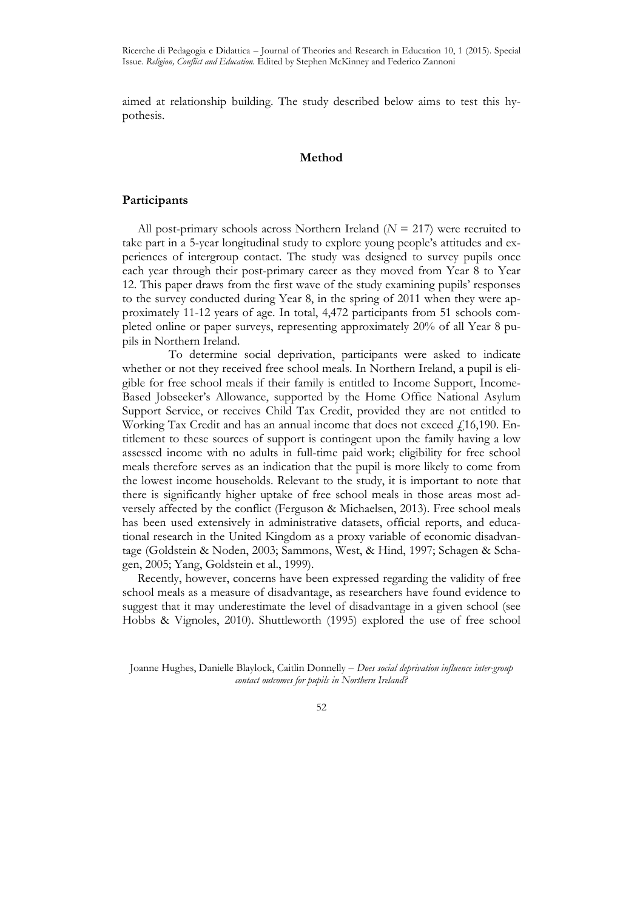aimed at relationship building. The study described below aims to test this hypothesis.

## Method

### Participants

All post-primary schools across Northern Ireland (*N* = 217) were recruited to take part in a 5-year longitudinal study to explore young people's attitudes and experiences of intergroup contact. The study was designed to survey pupils once each year through their post-primary career as they moved from Year 8 to Year 12. This paper draws from the first wave of the study examining pupils' responses to the survey conducted during Year 8, in the spring of 2011 when they were approximately 11-12 years of age. In total, 4,472 participants from 51 schools completed online or paper surveys, representing approximately 20% of all Year 8 pupils in Northern Ireland.

To determine social deprivation, participants were asked to indicate whether or not they received free school meals. In Northern Ireland, a pupil is eligible for free school meals if their family is entitled to Income Support, Income-Based Jobseeker's Allowance, supported by the Home Office National Asylum Support Service, or receives Child Tax Credit, provided they are not entitled to Working Tax Credit and has an annual income that does not exceed £16,190. Entitlement to these sources of support is contingent upon the family having a low assessed income with no adults in full-time paid work; eligibility for free school meals therefore serves as an indication that the pupil is more likely to come from the lowest income households. Relevant to the study, it is important to note that there is significantly higher uptake of free school meals in those areas most adversely affected by the conflict (Ferguson & Michaelsen, 2013). Free school meals has been used extensively in administrative datasets, official reports, and educational research in the United Kingdom as a proxy variable of economic disadvantage (Goldstein & Noden, 2003; Sammons, West, & Hind, 1997; Schagen & Schagen, 2005; Yang, Goldstein et al., 1999).

Recently, however, concerns have been expressed regarding the validity of free school meals as a measure of disadvantage, as researchers have found evidence to suggest that it may underestimate the level of disadvantage in a given school (see Hobbs & Vignoles, 2010). Shuttleworth (1995) explored the use of free school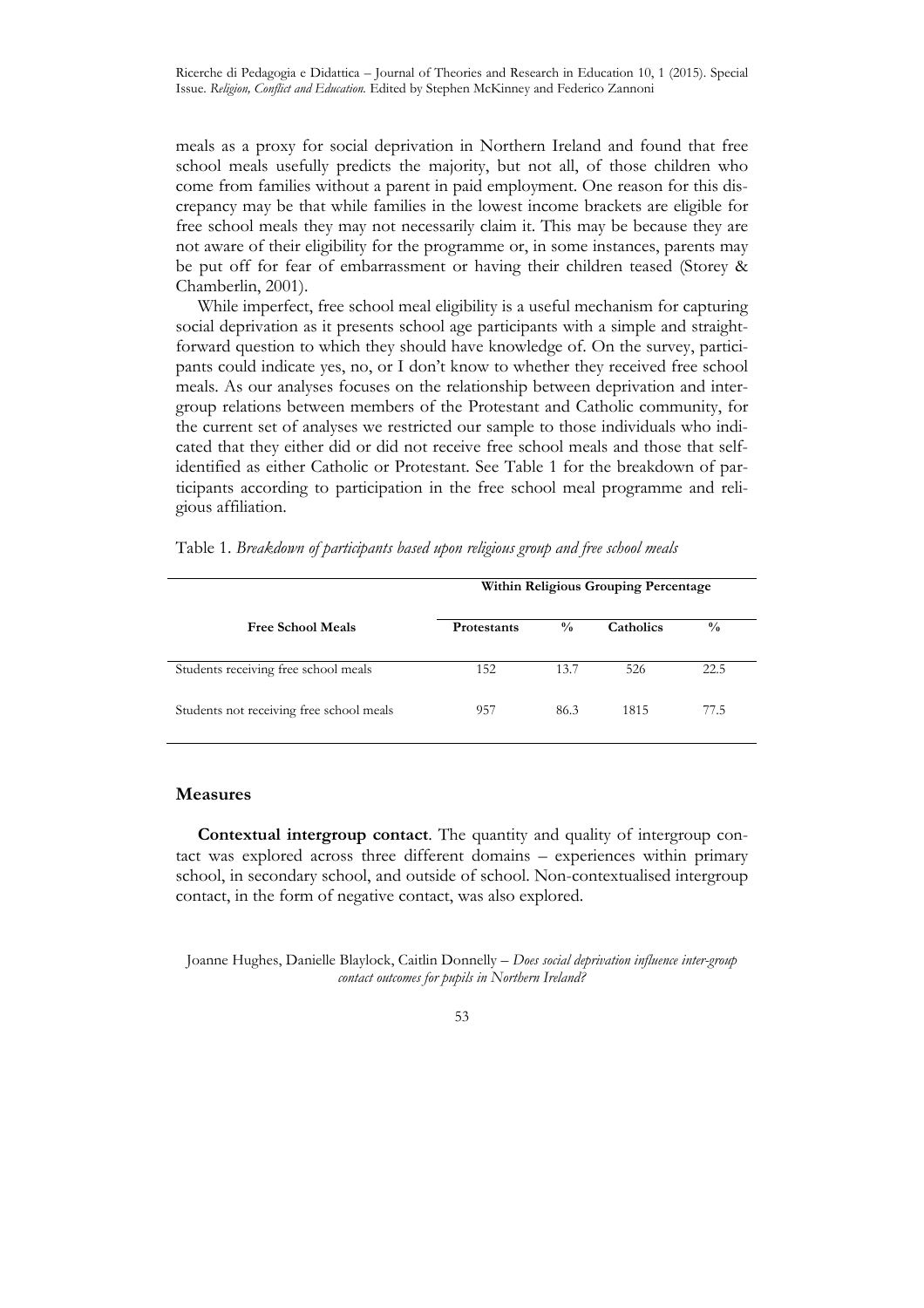meals as a proxy for social deprivation in Northern Ireland and found that free school meals usefully predicts the majority, but not all, of those children who come from families without a parent in paid employment. One reason for this discrepancy may be that while families in the lowest income brackets are eligible for free school meals they may not necessarily claim it. This may be because they are not aware of their eligibility for the programme or, in some instances, parents may be put off for fear of embarrassment or having their children teased (Storey & Chamberlin, 2001).

While imperfect, free school meal eligibility is a useful mechanism for capturing social deprivation as it presents school age participants with a simple and straightforward question to which they should have knowledge of. On the survey, participants could indicate yes, no, or I don't know to whether they received free school meals. As our analyses focuses on the relationship between deprivation and intergroup relations between members of the Protestant and Catholic community, for the current set of analyses we restricted our sample to those individuals who indicated that they either did or did not receive free school meals and those that self-identified as either Catholic or Protestant. See Table 1 for the breakdown of participants according to participation in the free school meal programme and religious affiliation.

Table 1. *Breakdown of participants based upon religious group and free school meals*

| | **Within Religious Grouping Percentage** | | | |
|---|---|---|---|---|
| **Free School Meals** | **Protestants** | **%** | **Catholics** | **%** |
| Students receiving free school meals | 152 | 13.7 | 526 | 22.5 |
| Students not receiving free school meals | 957 | 86.3 | 1815 | 77.5 |

## Measures

**Contextual intergroup contact**. The quantity and quality of intergroup contact was explored across three different domains – experiences within primary school, in secondary school, and outside of school. Non-contextualised intergroup contact, in the form of negative contact, was also explored.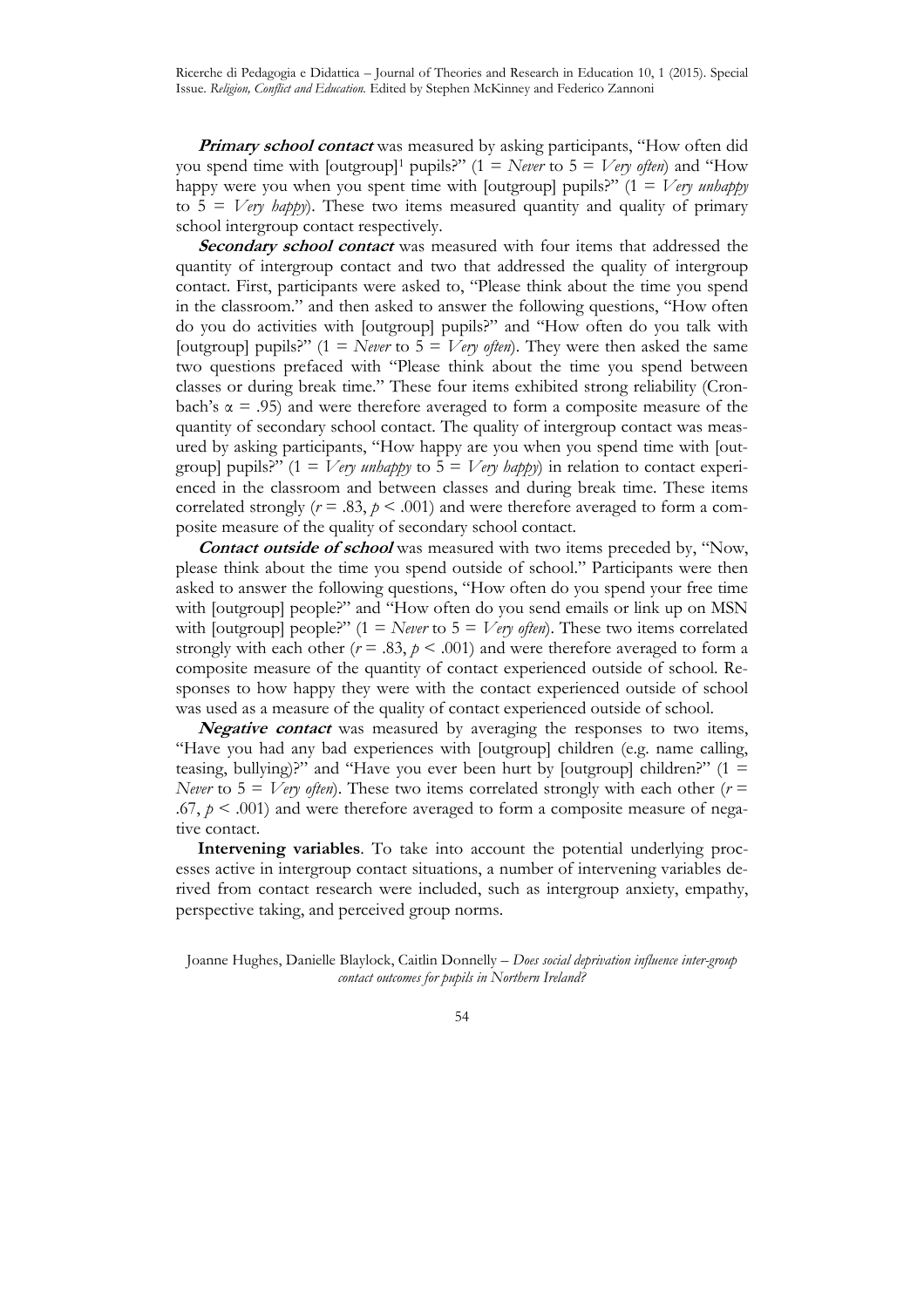***Primary school contact*** was measured by asking participants, "How often did you spend time with [outgroup][1] pupils?" (1 = *Never* to 5 = *Very often*) and "How happy were you when you spent time with [outgroup] pupils?" (1 = *Very unhappy* to 5 = *Very happy*). These two items measured quantity and quality of primary school intergroup contact respectively.

***Secondary school contact*** was measured with four items that addressed the quantity of intergroup contact and two that addressed the quality of intergroup contact. First, participants were asked to, "Please think about the time you spend in the classroom." and then asked to answer the following questions, "How often do you do activities with [outgroup] pupils?" and "How often do you talk with [outgroup] pupils?" (1 = *Never* to 5 = *Very often*). They were then asked the same two questions prefaced with "Please think about the time you spend between classes or during break time." These four items exhibited strong reliability (Cronbach's $\alpha = .95$) and were therefore averaged to form a composite measure of the quantity of secondary school contact. The quality of intergroup contact was measured by asking participants, "How happy are you when you spend time with [outgroup] pupils?" (1 = *Very unhappy* to 5 = *Very happy*) in relation to contact experienced in the classroom and between classes and during break time. These items correlated strongly ($r = .83$, $p < .001$) and were therefore averaged to form a composite measure of the quality of secondary school contact.

***Contact outside of school*** was measured with two items preceded by, "Now, please think about the time you spend outside of school." Participants were then asked to answer the following questions, "How often do you spend your free time with [outgroup] people?" and "How often do you send emails or link up on MSN with [outgroup] people?" (1 = *Never* to 5 = *Very often*). These two items correlated strongly with each other ($r = .83$, $p < .001$) and were therefore averaged to form a composite measure of the quantity of contact experienced outside of school. Responses to how happy they were with the contact experienced outside of school was used as a measure of the quality of contact experienced outside of school.

***Negative contact*** was measured by averaging the responses to two items, "Have you had any bad experiences with [outgroup] children (e.g. name calling, teasing, bullying)?" and "Have you ever been hurt by [outgroup] children?" (1 = *Never* to 5 = *Very often*). These two items correlated strongly with each other ($r = .67$, $p < .001$) and were therefore averaged to form a composite measure of negative contact.

**Intervening variables**. To take into account the potential underlying processes active in intergroup contact situations, a number of intervening variables derived from contact research were included, such as intergroup anxiety, empathy, perspective taking, and perceived group norms.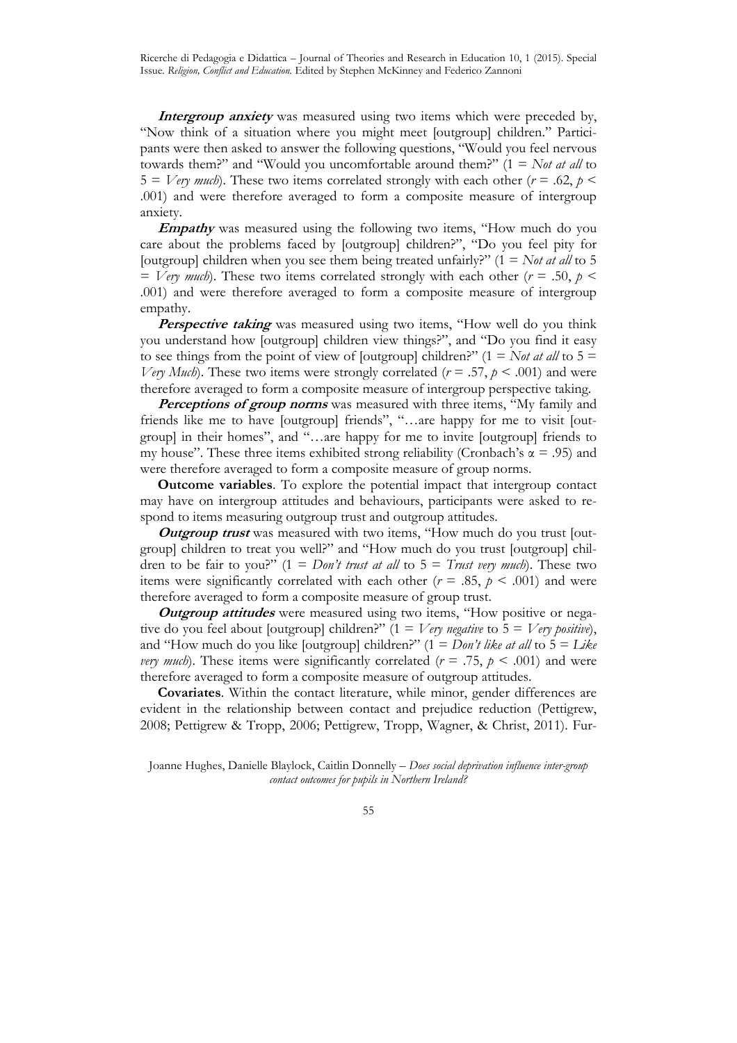***Intergroup anxiety*** was measured using two items which were preceded by, "Now think of a situation where you might meet [outgroup] children." Participants were then asked to answer the following questions, "Would you feel nervous towards them?" and "Would you uncomfortable around them?" (1 = *Not at all* to 5 = *Very much*). These two items correlated strongly with each other ($r = .62$, $p < .001$) and were therefore averaged to form a composite measure of intergroup anxiety.

***Empathy*** was measured using the following two items, "How much do you care about the problems faced by [outgroup] children?", "Do you feel pity for [outgroup] children when you see them being treated unfairly?" (1 = *Not at all* to 5 = *Very much*). These two items correlated strongly with each other ($r = .50$, $p < .001$) and were therefore averaged to form a composite measure of intergroup empathy.

***Perspective taking*** was measured using two items, "How well do you think you understand how [outgroup] children view things?", and "Do you find it easy to see things from the point of view of [outgroup] children?" (1 = *Not at all* to 5 = *Very Much*). These two items were strongly correlated ($r = .57$, $p < .001$) and were therefore averaged to form a composite measure of intergroup perspective taking.

***Perceptions of group norms*** was measured with three items, "My family and friends like me to have [outgroup] friends", "…are happy for me to visit [outgroup] in their homes", and "…are happy for me to invite [outgroup] friends to my house". These three items exhibited strong reliability (Cronbach's $\alpha = .95$) and were therefore averaged to form a composite measure of group norms.

**Outcome variables**. To explore the potential impact that intergroup contact may have on intergroup attitudes and behaviours, participants were asked to respond to items measuring outgroup trust and outgroup attitudes.

***Outgroup trust*** was measured with two items, "How much do you trust [outgroup] children to treat you well?" and "How much do you trust [outgroup] children to be fair to you?" (1 = *Don't trust at all* to 5 = *Trust very much*). These two items were significantly correlated with each other ($r = .85$, $p < .001$) and were therefore averaged to form a composite measure of group trust.

***Outgroup attitudes*** were measured using two items, "How positive or negative do you feel about [outgroup] children?" (1 = *Very negative* to 5 = *Very positive*), and "How much do you like [outgroup] children?" (1 = *Don't like at all* to 5 = *Like very much*). These items were significantly correlated ($r = .75$, $p < .001$) and were therefore averaged to form a composite measure of outgroup attitudes.

**Covariates**. Within the contact literature, while minor, gender differences are evident in the relationship between contact and prejudice reduction (Pettigrew, 2008; Pettigrew & Tropp, 2006; Pettigrew, Tropp, Wagner, & Christ, 2011). Fur-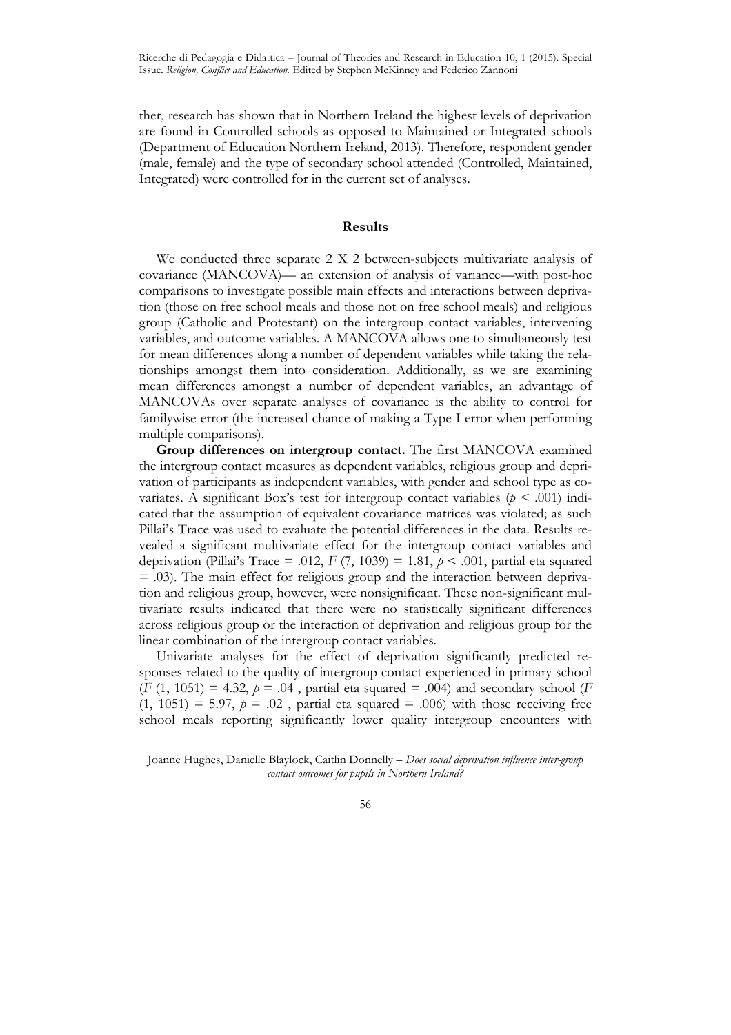ther, research has shown that in Northern Ireland the highest levels of deprivation are found in Controlled schools as opposed to Maintained or Integrated schools (Department of Education Northern Ireland, 2013). Therefore, respondent gender (male, female) and the type of secondary school attended (Controlled, Maintained, Integrated) were controlled for in the current set of analyses.

## Results

We conducted three separate 2 X 2 between-subjects multivariate analysis of covariance (MANCOVA)— an extension of analysis of variance—with post-hoc comparisons to investigate possible main effects and interactions between deprivation (those on free school meals and those not on free school meals) and religious group (Catholic and Protestant) on the intergroup contact variables, intervening variables, and outcome variables. A MANCOVA allows one to simultaneously test for mean differences along a number of dependent variables while taking the relationships amongst them into consideration. Additionally, as we are examining mean differences amongst a number of dependent variables, an advantage of MANCOVAs over separate analyses of covariance is the ability to control for familywise error (the increased chance of making a Type I error when performing multiple comparisons).

**Group differences on intergroup contact.** The first MANCOVA examined the intergroup contact measures as dependent variables, religious group and deprivation of participants as independent variables, with gender and school type as covariates. A significant Box's test for intergroup contact variables ($p < .001$) indicated that the assumption of equivalent covariance matrices was violated; as such Pillai's Trace was used to evaluate the potential differences in the data. Results revealed a significant multivariate effect for the intergroup contact variables and deprivation (Pillai's Trace = .012, $F$ (7, 1039) = 1.81, $p < .001$, partial eta squared = .03). The main effect for religious group and the interaction between deprivation and religious group, however, were nonsignificant. These non-significant multivariate results indicated that there were no statistically significant differences across religious group or the interaction of deprivation and religious group for the linear combination of the intergroup contact variables.

Univariate analyses for the effect of deprivation significantly predicted responses related to the quality of intergroup contact experienced in primary school ($F$ (1, 1051) = 4.32, $p = .04$ , partial eta squared = .004) and secondary school ($F$ (1, 1051) = 5.97, $p = .02$ , partial eta squared = .006) with those receiving free school meals reporting significantly lower quality intergroup encounters with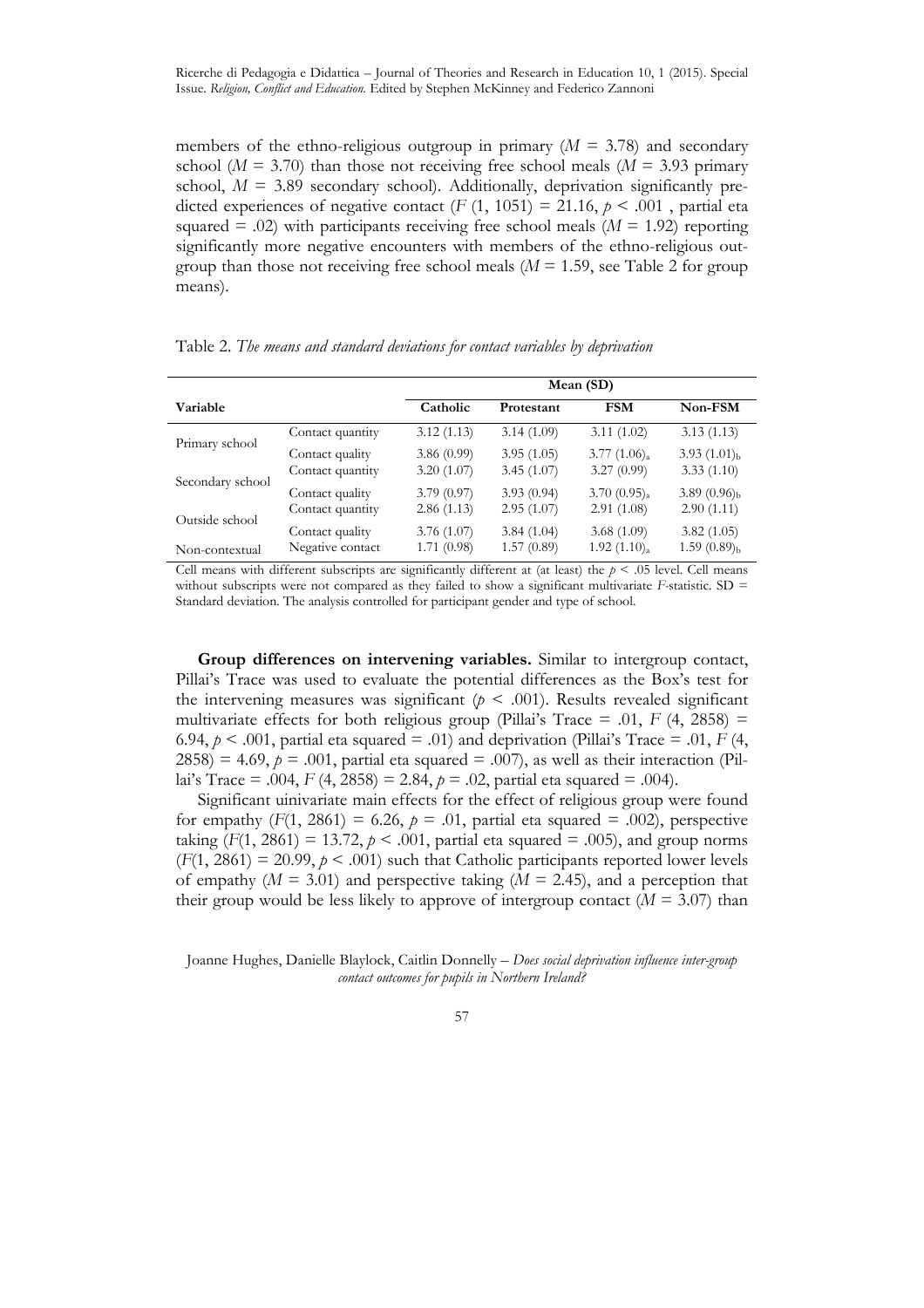members of the ethno-religious outgroup in primary ($M$ = 3.78) and secondary school ($M$ = 3.70) than those not receiving free school meals ($M$ = 3.93 primary school, $M$ = 3.89 secondary school). Additionally, deprivation significantly predicted experiences of negative contact ($F$ (1, 1051) = 21.16, $p$ < .001 , partial eta squared = .02) with participants receiving free school meals ($M$ = 1.92) reporting significantly more negative encounters with members of the ethno-religious outgroup than those not receiving free school meals ($M$ = 1.59, see Table 2 for group means).

Table 2. *The means and standard deviations for contact variables by deprivation*

| Variable | | Mean (SD) | | | |
|---|---|---|---|---|---|
| | | Catholic | Protestant | FSM | Non-FSM |
| Primary school | Contact quantity | 3.12 (1.13) | 3.14 (1.09) | 3.11 (1.02) | 3.13 (1.13) |
| | Contact quality | 3.86 (0.99) | 3.95 (1.05) | 3.77 $(1.06)_a$ | 3.93 $(1.01)_b$ |
| Secondary school | Contact quantity | 3.20 (1.07) | 3.45 (1.07) | 3.27 (0.99) | 3.33 (1.10) |
| | Contact quality | 3.79 (0.97) | 3.93 (0.94) | 3.70 $(0.95)_a$ | 3.89 $(0.96)_b$ |
| Outside school | Contact quantity | 2.86 (1.13) | 2.95 (1.07) | 2.91 (1.08) | 2.90 (1.11) |
| | Contact quality | 3.76 (1.07) | 3.84 (1.04) | 3.68 (1.09) | 3.82 (1.05) |
| Non-contextual | Negative contact | 1.71 (0.98) | 1.57 (0.89) | 1.92 $(1.10)_a$ | 1.59 $(0.89)_b$ |

Cell means with different subscripts are significantly different at (at least) the $p$ < .05 level. Cell means without subscripts were not compared as they failed to show a significant multivariate $F$-statistic. SD = Standard deviation. The analysis controlled for participant gender and type of school.

**Group differences on intervening variables.** Similar to intergroup contact, Pillai's Trace was used to evaluate the potential differences as the Box's test for the intervening measures was significant ($p$ < .001). Results revealed significant multivariate effects for both religious group (Pillai's Trace = .01, $F$ (4, 2858) = 6.94, $p$ < .001, partial eta squared = .01) and deprivation (Pillai's Trace = .01, $F$ (4, 2858) = 4.69, $p$ = .001, partial eta squared = .007), as well as their interaction (Pillai's Trace = .004, $F$ (4, 2858) = 2.84, $p$ = .02, partial eta squared = .004).

Significant uinivariate main effects for the effect of religious group were found for empathy ($F$(1, 2861) = 6.26, $p$ = .01, partial eta squared = .002), perspective taking ($F$(1, 2861) = 13.72, $p$ < .001, partial eta squared = .005), and group norms ($F$(1, 2861) = 20.99, $p$ < .001) such that Catholic participants reported lower levels of empathy ($M$ = 3.01) and perspective taking ($M$ = 2.45), and a perception that their group would be less likely to approve of intergroup contact ($M$ = 3.07) than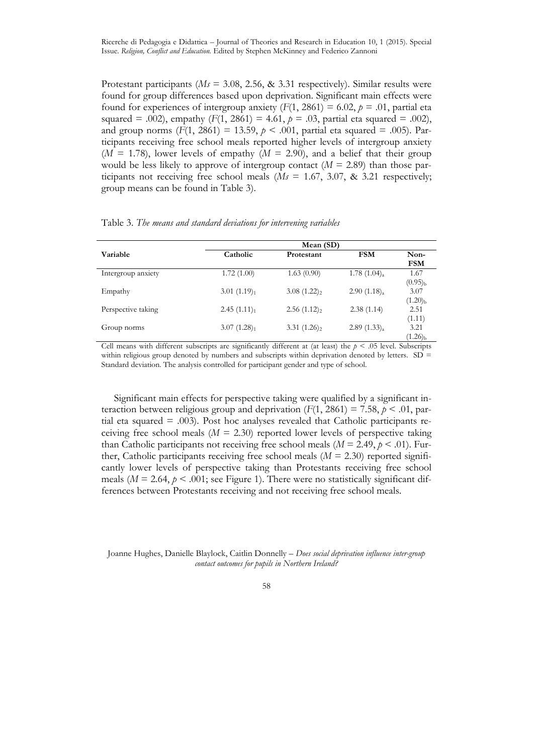Protestant participants (*Ms* = 3.08, 2.56, & 3.31 respectively). Similar results were found for group differences based upon deprivation. Significant main effects were found for experiences of intergroup anxiety ($F(1, 2861) = 6.02$, $p = .01$, partial eta squared = .002), empathy ($F(1, 2861) = 4.61$, $p = .03$, partial eta squared = .002), and group norms ($F(1, 2861) = 13.59$, $p < .001$, partial eta squared = .005). Participants receiving free school meals reported higher levels of intergroup anxiety ($M = 1.78$), lower levels of empathy ($M = 2.90$), and a belief that their group would be less likely to approve of intergroup contact ($M = 2.89$) than those participants not receiving free school meals (*Ms* = 1.67, 3.07, & 3.21 respectively; group means can be found in Table 3).

Table 3. *The means and standard deviations for intervening variables*

| Variable | Mean (SD) | | | |
|---|---|---|---|---|
| | Catholic | Protestant | FSM | Non-FSM |
| Intergroup anxiety | 1.72 (1.00) | 1.63 (0.90) | $1.78\ (1.04)_a$ | $1.67\ (0.95)_b$ |
| Empathy | $3.01\ (1.19)_1$ | $3.08\ (1.22)_2$ | $2.90\ (1.18)_a$ | $3.07\ (1.20)_b$ |
| Perspective taking | $2.45\ (1.11)_1$ | $2.56\ (1.12)_2$ | 2.38 (1.14) | 2.51 (1.11) |
| Group norms | $3.07\ (1.28)_1$ | $3.31\ (1.26)_2$ | $2.89\ (1.33)_a$ | $3.21\ (1.26)_b$ |

Cell means with different subscripts are significantly different at (at least) the $p < .05$ level. Subscripts within religious group denoted by numbers and subscripts within deprivation denoted by letters. SD = Standard deviation. The analysis controlled for participant gender and type of school.

Significant main effects for perspective taking were qualified by a significant interaction between religious group and deprivation ($F(1, 2861) = 7.58$, $p < .01$, partial eta squared = .003). Post hoc analyses revealed that Catholic participants receiving free school meals ($M = 2.30$) reported lower levels of perspective taking than Catholic participants not receiving free school meals ($M = 2.49$, $p < .01$). Further, Catholic participants receiving free school meals ($M = 2.30$) reported significantly lower levels of perspective taking than Protestants receiving free school meals ($M = 2.64$, $p < .001$; see Figure 1). There were no statistically significant differences between Protestants receiving and not receiving free school meals.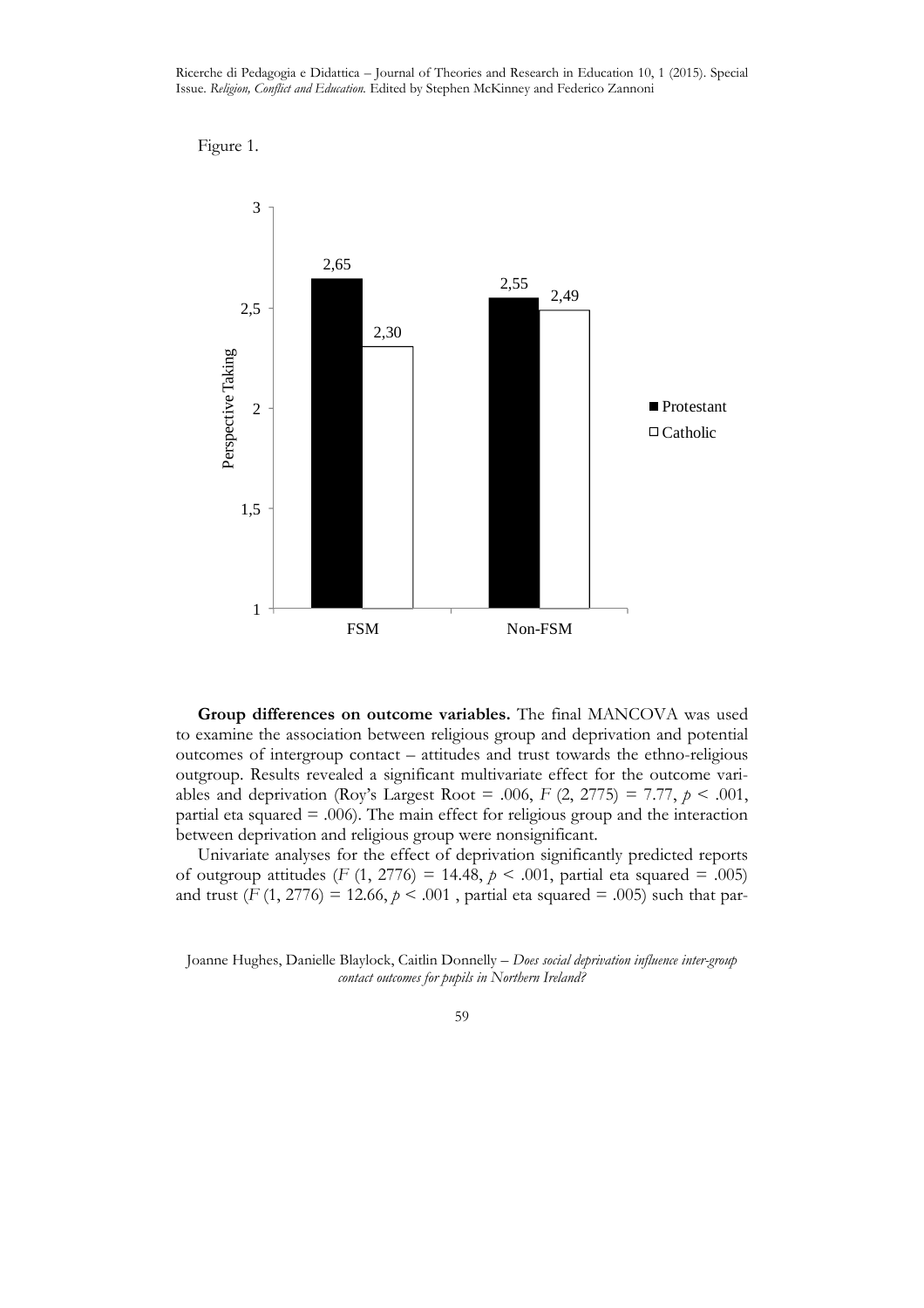Figure 1.

**Group differences on outcome variables.** The final MANCOVA was used to examine the association between religious group and deprivation and potential outcomes of intergroup contact – attitudes and trust towards the ethno-religious outgroup. Results revealed a significant multivariate effect for the outcome variables and deprivation (Roy's Largest Root = .006, $F$ (2, 2775) = 7.77, $p$ < .001, partial eta squared = .006). The main effect for religious group and the interaction between deprivation and religious group were nonsignificant.

Univariate analyses for the effect of deprivation significantly predicted reports of outgroup attitudes ($F$ (1, 2776) = 14.48, $p$ < .001, partial eta squared = .005) and trust ($F$ (1, 2776) = 12.66, $p$ < .001 , partial eta squared = .005) such that par-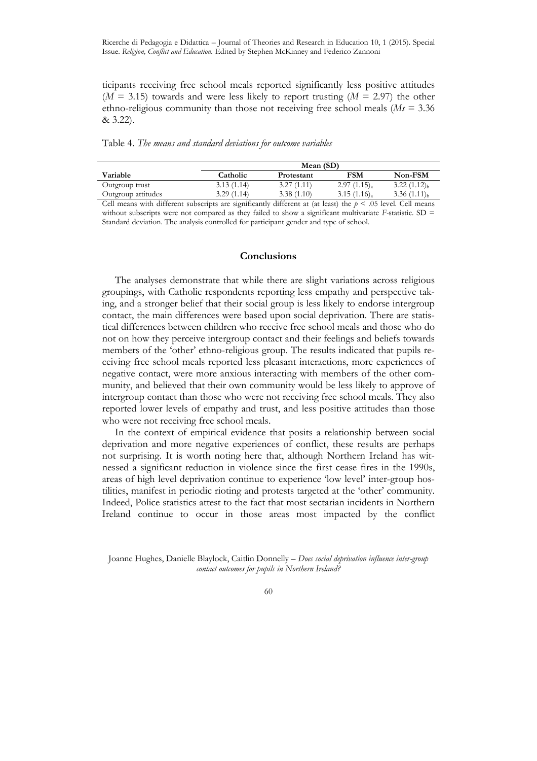ticipants receiving free school meals reported significantly less positive attitudes ($M$ = 3.15) towards and were less likely to report trusting ($M$ = 2.97) the other ethno-religious community than those not receiving free school meals ($Ms$ = 3.36 & 3.22).

Table 4. *The means and standard deviations for outcome variables*

| Variable | Mean (SD) | | | |
|---|---|---|---|---|
| | Catholic | Protestant | FSM | Non-FSM |
| Outgroup trust | 3.13 (1.14) | 3.27 (1.11) | $2.97\ (1.15)_a$ | $3.22\ (1.12)_b$ |
| Outgroup attitudes | 3.29 (1.14) | 3.38 (1.10) | $3.15\ (1.16)_a$ | $3.36\ (1.11)_b$ |

Cell means with different subscripts are significantly different at (at least) the $p < .05$ level. Cell means without subscripts were not compared as they failed to show a significant multivariate $F$-statistic. SD = Standard deviation. The analysis controlled for participant gender and type of school.

## Conclusions

The analyses demonstrate that while there are slight variations across religious groupings, with Catholic respondents reporting less empathy and perspective taking, and a stronger belief that their social group is less likely to endorse intergroup contact, the main differences were based upon social deprivation. There are statistical differences between children who receive free school meals and those who do not on how they perceive intergroup contact and their feelings and beliefs towards members of the 'other' ethno-religious group. The results indicated that pupils receiving free school meals reported less pleasant interactions, more experiences of negative contact, were more anxious interacting with members of the other community, and believed that their own community would be less likely to approve of intergroup contact than those who were not receiving free school meals. They also reported lower levels of empathy and trust, and less positive attitudes than those who were not receiving free school meals.

In the context of empirical evidence that posits a relationship between social deprivation and more negative experiences of conflict, these results are perhaps not surprising. It is worth noting here that, although Northern Ireland has witnessed a significant reduction in violence since the first cease fires in the 1990s, areas of high level deprivation continue to experience 'low level' inter-group hostilities, manifest in periodic rioting and protests targeted at the 'other' community. Indeed, Police statistics attest to the fact that most sectarian incidents in Northern Ireland continue to occur in those areas most impacted by the conflict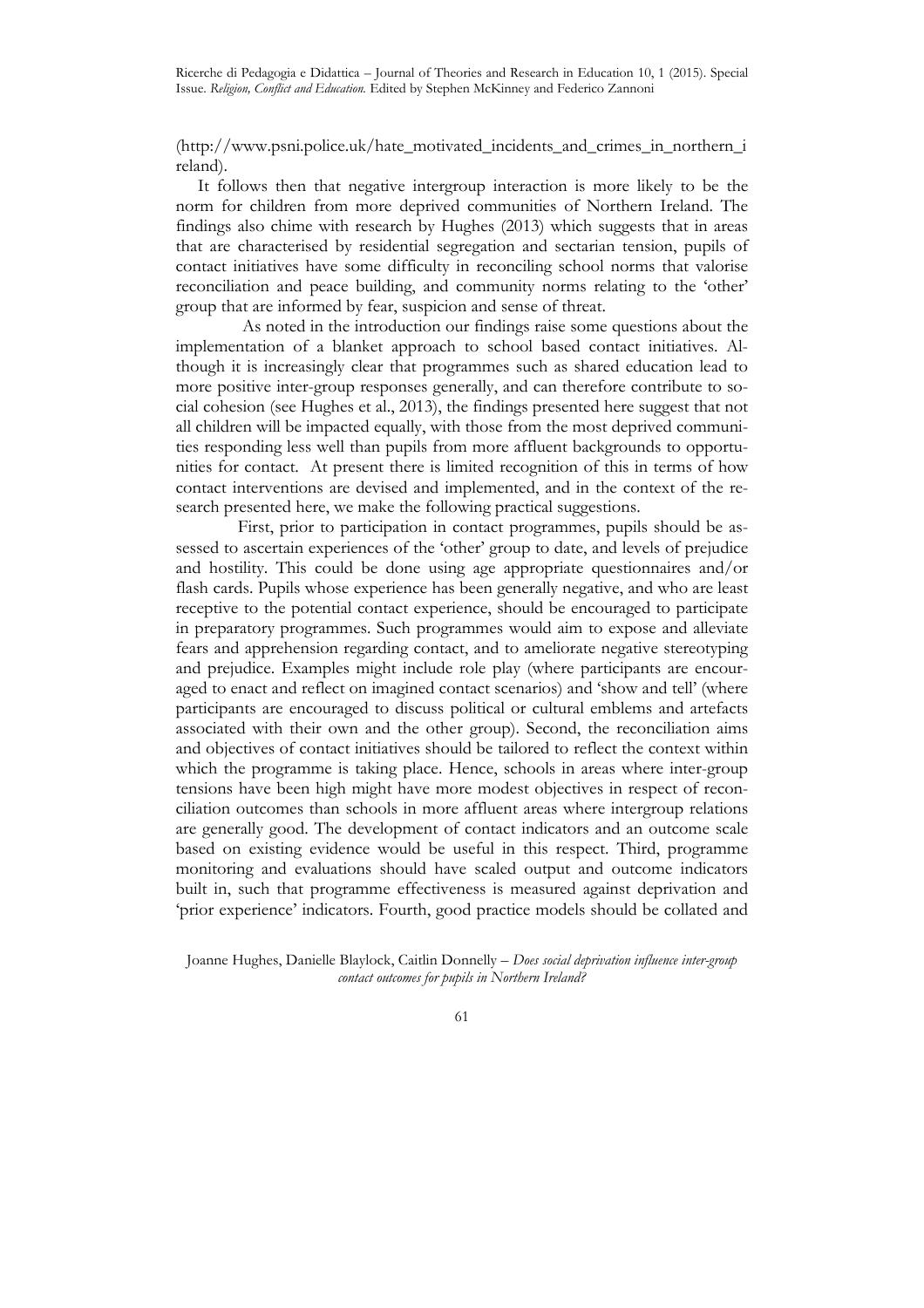(http://www.psni.police.uk/hate_motivated_incidents_and_crimes_in_northern_ireland).

It follows then that negative intergroup interaction is more likely to be the norm for children from more deprived communities of Northern Ireland. The findings also chime with research by Hughes (2013) which suggests that in areas that are characterised by residential segregation and sectarian tension, pupils of contact initiatives have some difficulty in reconciling school norms that valorise reconciliation and peace building, and community norms relating to the 'other' group that are informed by fear, suspicion and sense of threat.

As noted in the introduction our findings raise some questions about the implementation of a blanket approach to school based contact initiatives. Although it is increasingly clear that programmes such as shared education lead to more positive inter-group responses generally, and can therefore contribute to social cohesion (see Hughes et al., 2013), the findings presented here suggest that not all children will be impacted equally, with those from the most deprived communities responding less well than pupils from more affluent backgrounds to opportunities for contact. At present there is limited recognition of this in terms of how contact interventions are devised and implemented, and in the context of the research presented here, we make the following practical suggestions.

First, prior to participation in contact programmes, pupils should be assessed to ascertain experiences of the 'other' group to date, and levels of prejudice and hostility. This could be done using age appropriate questionnaires and/or flash cards. Pupils whose experience has been generally negative, and who are least receptive to the potential contact experience, should be encouraged to participate in preparatory programmes. Such programmes would aim to expose and alleviate fears and apprehension regarding contact, and to ameliorate negative stereotyping and prejudice. Examples might include role play (where participants are encouraged to enact and reflect on imagined contact scenarios) and 'show and tell' (where participants are encouraged to discuss political or cultural emblems and artefacts associated with their own and the other group). Second, the reconciliation aims and objectives of contact initiatives should be tailored to reflect the context within which the programme is taking place. Hence, schools in areas where inter-group tensions have been high might have more modest objectives in respect of reconciliation outcomes than schools in more affluent areas where intergroup relations are generally good. The development of contact indicators and an outcome scale based on existing evidence would be useful in this respect. Third, programme monitoring and evaluations should have scaled output and outcome indicators built in, such that programme effectiveness is measured against deprivation and 'prior experience' indicators. Fourth, good practice models should be collated and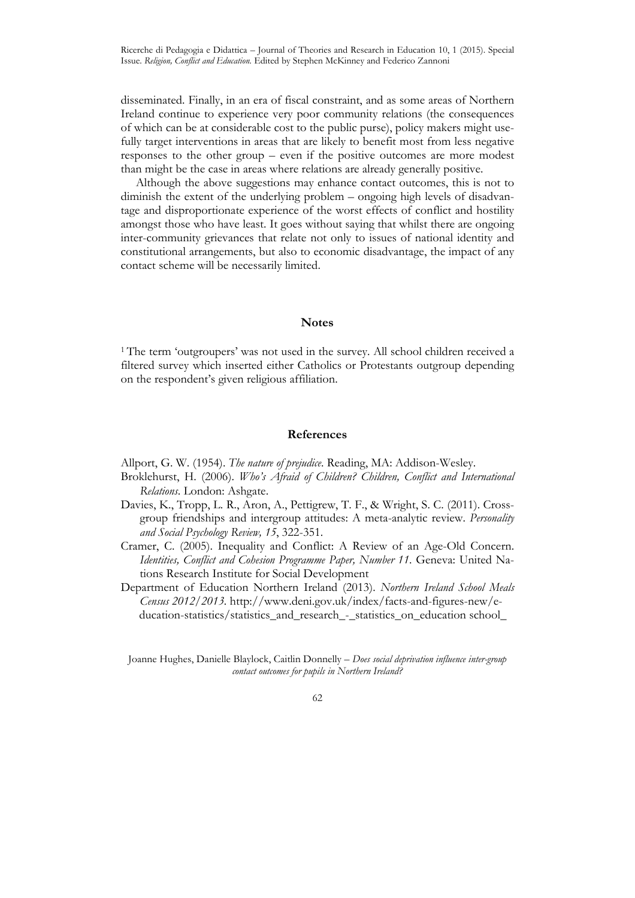disseminated. Finally, in an era of fiscal constraint, and as some areas of Northern Ireland continue to experience very poor community relations (the consequences of which can be at considerable cost to the public purse), policy makers might usefully target interventions in areas that are likely to benefit most from less negative responses to the other group – even if the positive outcomes are more modest than might be the case in areas where relations are already generally positive.

Although the above suggestions may enhance contact outcomes, this is not to diminish the extent of the underlying problem – ongoing high levels of disadvantage and disproportionate experience of the worst effects of conflict and hostility amongst those who have least. It goes without saying that whilst there are ongoing inter-community grievances that relate not only to issues of national identity and constitutional arrangements, but also to economic disadvantage, the impact of any contact scheme will be necessarily limited.

## Notes

[1] The term 'outgroupers' was not used in the survey. All school children received a filtered survey which inserted either Catholics or Protestants outgroup depending on the respondent's given religious affiliation.

## References

Allport, G. W. (1954). *The nature of prejudice*. Reading, MA: Addison-Wesley.

Broklehurst, H. (2006). *Who's Afraid of Children? Children, Conflict and International Relations*. London: Ashgate.

Davies, K., Tropp, L. R., Aron, A., Pettigrew, T. F., & Wright, S. C. (2011). Cross-group friendships and intergroup attitudes: A meta-analytic review. *Personality and Social Psychology Review, 15*, 322-351.

Cramer, C. (2005). Inequality and Conflict: A Review of an Age-Old Concern. *Identities, Conflict and Cohesion Programme Paper, Number 11*. Geneva: United Nations Research Institute for Social Development

Department of Education Northern Ireland (2013). *Northern Ireland School Meals Census 2012/2013*. http://www.deni.gov.uk/index/facts-and-figures-new/education-statistics/statistics_and_research_-_statistics_on_education school_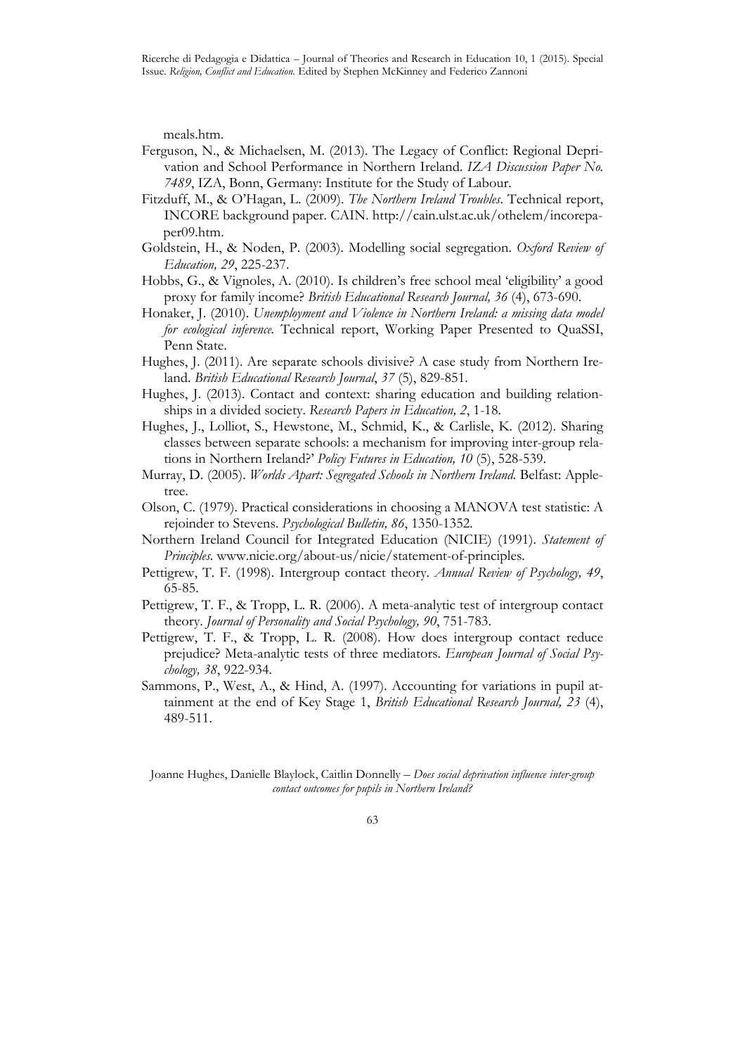meals.htm.

Ferguson, N., & Michaelsen, M. (2013). The Legacy of Conflict: Regional Deprivation and School Performance in Northern Ireland. *IZA Discussion Paper No. 7489*, IZA, Bonn, Germany: Institute for the Study of Labour.

Fitzduff, M., & O'Hagan, L. (2009). *The Northern Ireland Troubles*. Technical report, INCORE background paper. CAIN. http://cain.ulst.ac.uk/othelem/incorepaper09.htm.

Goldstein, H., & Noden, P. (2003). Modelling social segregation. *Oxford Review of Education, 29*, 225-237.

Hobbs, G., & Vignoles, A. (2010). Is children's free school meal 'eligibility' a good proxy for family income? *British Educational Research Journal, 36* (4), 673-690.

Honaker, J. (2010). *Unemployment and Violence in Northern Ireland: a missing data model for ecological inference*. Technical report, Working Paper Presented to QuaSSI, Penn State.

Hughes, J. (2011). Are separate schools divisive? A case study from Northern Ireland. *British Educational Research Journal*, *37* (5), 829-851.

Hughes, J. (2013). Contact and context: sharing education and building relationships in a divided society. *Research Papers in Education, 2*, 1-18.

Hughes, J., Lolliot, S., Hewstone, M., Schmid, K., & Carlisle, K. (2012). Sharing classes between separate schools: a mechanism for improving inter-group relations in Northern Ireland?' *Policy Futures in Education, 10* (5), 528-539.

Murray, D. (2005). *Worlds Apart: Segregated Schools in Northern Ireland.* Belfast: Appletree.

Olson, C. (1979). Practical considerations in choosing a MANOVA test statistic: A rejoinder to Stevens. *Psychological Bulletin, 86*, 1350-1352.

Northern Ireland Council for Integrated Education (NICIE) (1991). *Statement of Principles.* www.nicie.org/about-us/nicie/statement-of-principles.

Pettigrew, T. F. (1998). Intergroup contact theory. *Annual Review of Psychology, 49*, 65-85.

Pettigrew, T. F., & Tropp, L. R. (2006). A meta-analytic test of intergroup contact theory. *Journal of Personality and Social Psychology, 90*, 751-783.

Pettigrew, T. F., & Tropp, L. R. (2008). How does intergroup contact reduce prejudice? Meta-analytic tests of three mediators. *European Journal of Social Psychology, 38*, 922-934.

Sammons, P., West, A., & Hind, A. (1997). Accounting for variations in pupil attainment at the end of Key Stage 1, *British Educational Research Journal, 23* (4), 489-511.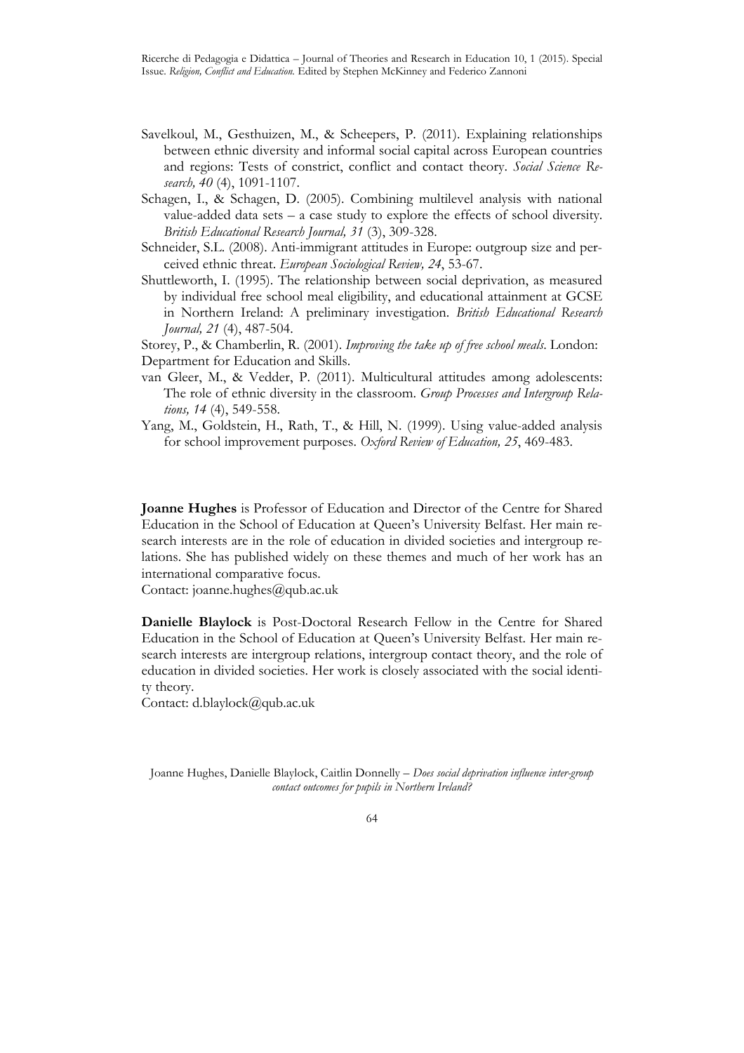Savelkoul, M., Gesthuizen, M., & Scheepers, P. (2011). Explaining relationships between ethnic diversity and informal social capital across European countries and regions: Tests of constrict, conflict and contact theory. *Social Science Research, 40* (4), 1091-1107.

Schagen, I., & Schagen, D. (2005). Combining multilevel analysis with national value-added data sets – a case study to explore the effects of school diversity. *British Educational Research Journal, 31* (3), 309-328.

Schneider, S.L. (2008). Anti-immigrant attitudes in Europe: outgroup size and perceived ethnic threat. *European Sociological Review, 24*, 53-67.

Shuttleworth, I. (1995). The relationship between social deprivation, as measured by individual free school meal eligibility, and educational attainment at GCSE in Northern Ireland: A preliminary investigation. *British Educational Research Journal, 21* (4), 487-504.

Storey, P., & Chamberlin, R. (2001). *Improving the take up of free school meals*. London: Department for Education and Skills.

van Gleer, M., & Vedder, P. (2011). Multicultural attitudes among adolescents: The role of ethnic diversity in the classroom. *Group Processes and Intergroup Relations, 14* (4), 549-558.

Yang, M., Goldstein, H., Rath, T., & Hill, N. (1999). Using value-added analysis for school improvement purposes. *Oxford Review of Education, 25*, 469-483.

**Joanne Hughes** is Professor of Education and Director of the Centre for Shared Education in the School of Education at Queen's University Belfast. Her main research interests are in the role of education in divided societies and intergroup relations. She has published widely on these themes and much of her work has an international comparative focus.
Contact: joanne.hughes@qub.ac.uk

**Danielle Blaylock** is Post-Doctoral Research Fellow in the Centre for Shared Education in the School of Education at Queen's University Belfast. Her main research interests are intergroup relations, intergroup contact theory, and the role of education in divided societies. Her work is closely associated with the social identity theory.
Contact: d.blaylock@qub.ac.uk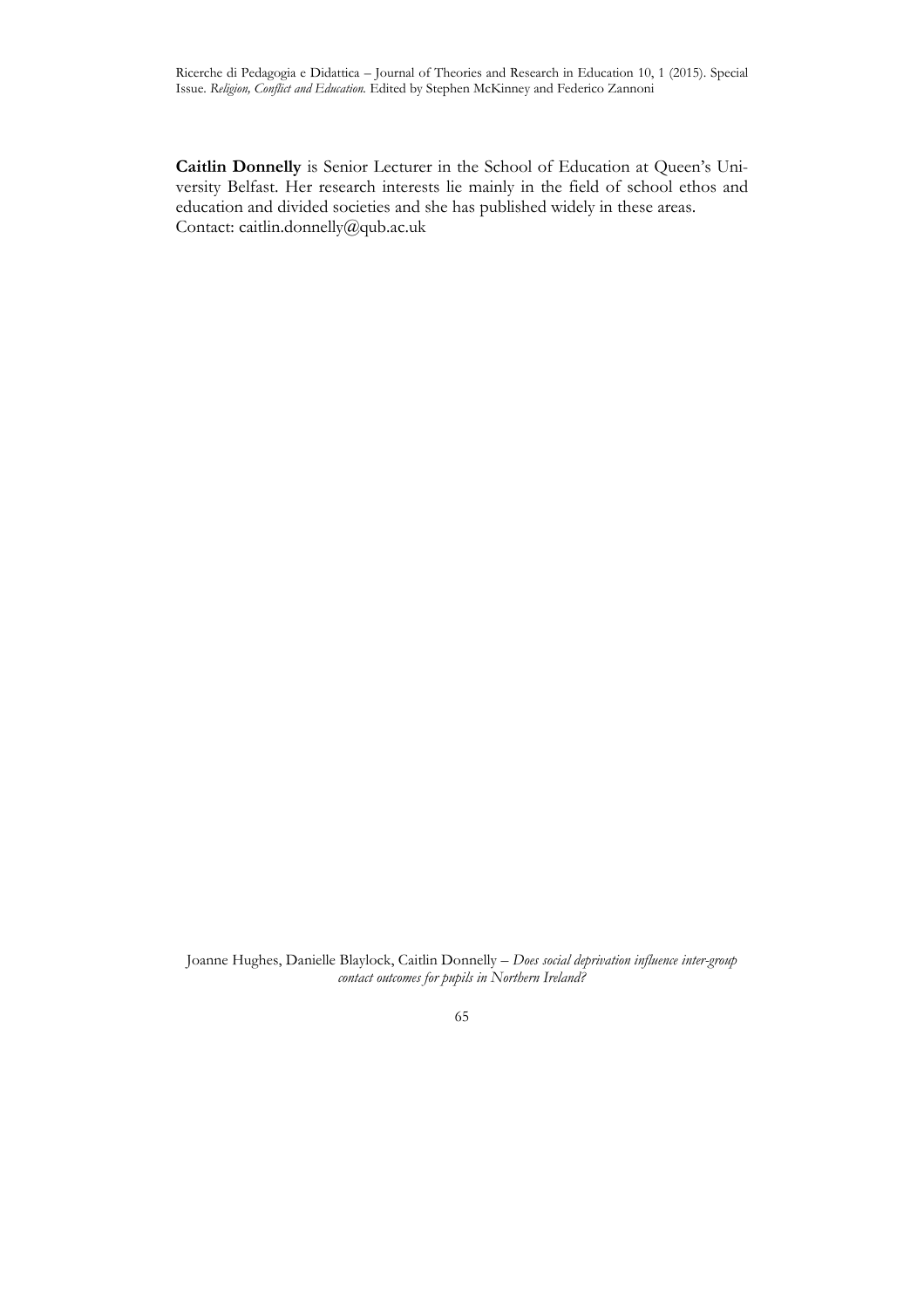**Caitlin Donnelly** is Senior Lecturer in the School of Education at Queen's University Belfast. Her research interests lie mainly in the field of school ethos and education and divided societies and she has published widely in these areas. Contact: caitlin.donnelly@qub.ac.uk